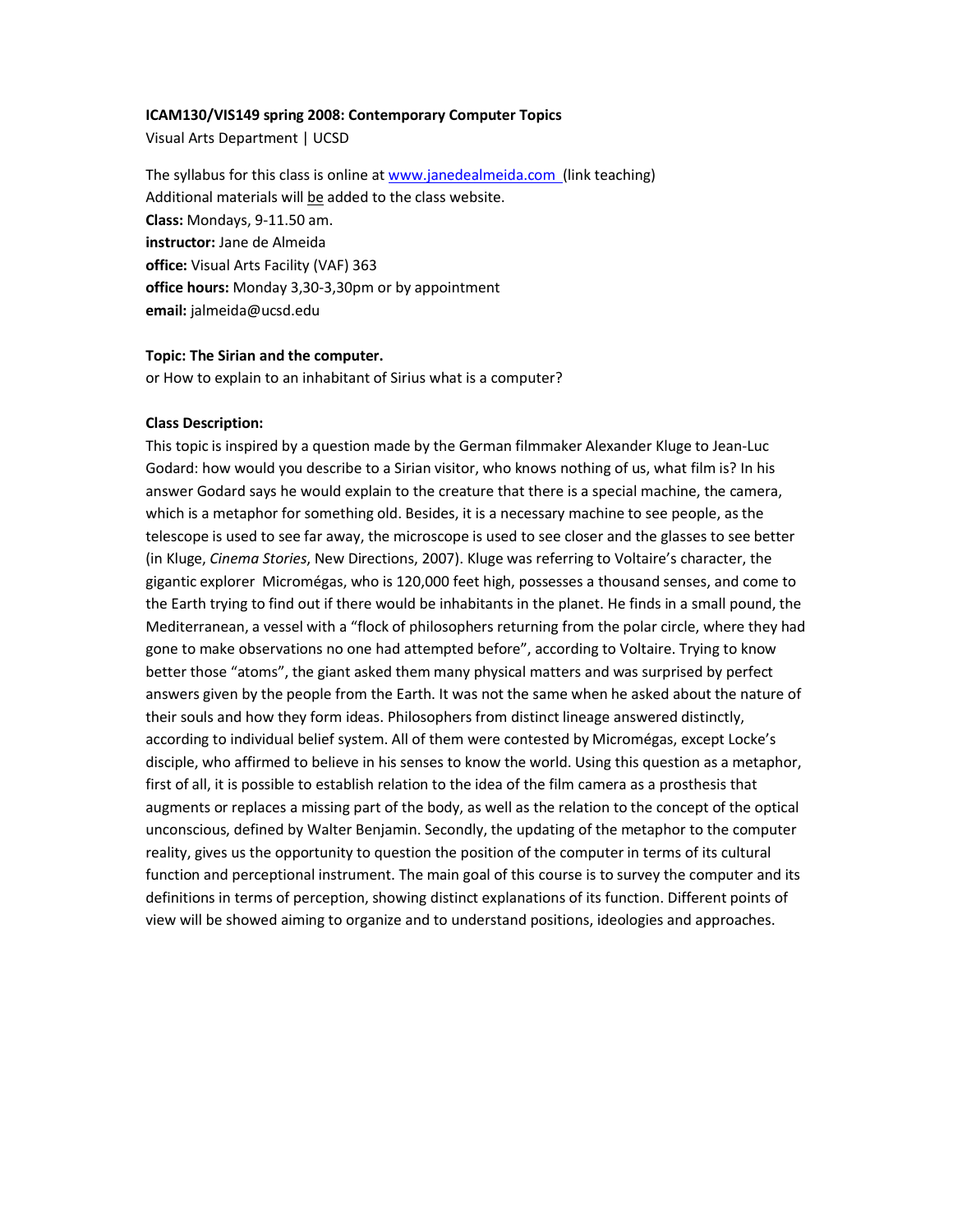**ICAM130/VIS149 spring 2008: Contemporary Computer Topics**

Visual Arts Department | UCSD

The syllabus for this class is online at [www.janedealmeida.com](www.janedealmeida.com) (link teaching)
Additional materials will be added to the class website.
**Class:** Mondays, 9-11.50 am.
**instructor:** Jane de Almeida
**office:** Visual Arts Facility (VAF) 363
**office hours:** Monday 3,30-3,30pm or by appointment
**email:** jalmeida@ucsd.edu

**Topic: The Sirian and the computer.**
or How to explain to an inhabitant of Sirius what is a computer?

**Class Description:**

This topic is inspired by a question made by the German filmmaker Alexander Kluge to Jean-Luc Godard: how would you describe to a Sirian visitor, who knows nothing of us, what film is? In his answer Godard says he would explain to the creature that there is a special machine, the camera, which is a metaphor for something old. Besides, it is a necessary machine to see people, as the telescope is used to see far away, the microscope is used to see closer and the glasses to see better (in Kluge, *Cinema Stories*, New Directions, 2007). Kluge was referring to Voltaire's character, the gigantic explorer Micromégas, who is 120,000 feet high, possesses a thousand senses, and come to the Earth trying to find out if there would be inhabitants in the planet. He finds in a small pound, the Mediterranean, a vessel with a "flock of philosophers returning from the polar circle, where they had gone to make observations no one had attempted before", according to Voltaire. Trying to know better those "atoms", the giant asked them many physical matters and was surprised by perfect answers given by the people from the Earth. It was not the same when he asked about the nature of their souls and how they form ideas. Philosophers from distinct lineage answered distinctly, according to individual belief system. All of them were contested by Micromégas, except Locke's disciple, who affirmed to believe in his senses to know the world. Using this question as a metaphor, first of all, it is possible to establish relation to the idea of the film camera as a prosthesis that augments or replaces a missing part of the body, as well as the relation to the concept of the optical unconscious, defined by Walter Benjamin. Secondly, the updating of the metaphor to the computer reality, gives us the opportunity to question the position of the computer in terms of its cultural function and perceptional instrument. The main goal of this course is to survey the computer and its definitions in terms of perception, showing distinct explanations of its function. Different points of view will be showed aiming to organize and to understand positions, ideologies and approaches.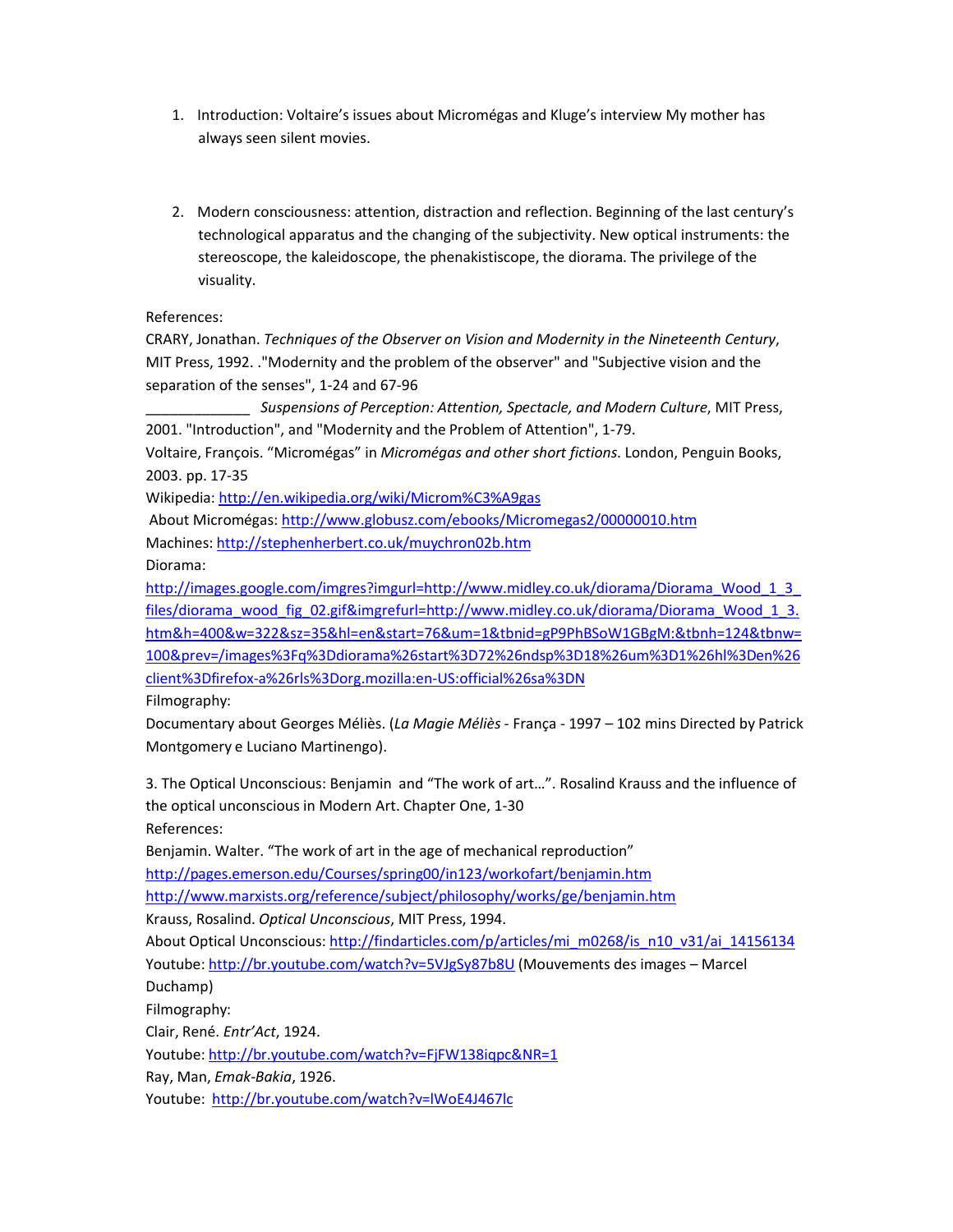1. Introduction: Voltaire's issues about Micromégas and Kluge's interview My mother has always seen silent movies.

2. Modern consciousness: attention, distraction and reflection. Beginning of the last century's technological apparatus and the changing of the subjectivity. New optical instruments: the stereoscope, the kaleidoscope, the phenakistiscope, the diorama. The privilege of the visuality.

References:

CRARY, Jonathan. *Techniques of the Observer on Vision and Modernity in the Nineteenth Century*, MIT Press, 1992. ."Modernity and the problem of the observer" and "Subjective vision and the separation of the senses", 1-24 and 67-96

_____________ *Suspensions of Perception: Attention, Spectacle, and Modern Culture*, MIT Press, 2001. "Introduction", and "Modernity and the Problem of Attention", 1-79.

Voltaire, François. "Micromégas" in *Micromégas and other short fictions*. London, Penguin Books, 2003. pp. 17-35

Wikipedia: http://en.wikipedia.org/wiki/Microm%C3%A9gas

About Micromégas: http://www.globusz.com/ebooks/Micromegas2/00000010.htm

Machines: http://stephenherbert.co.uk/muychron02b.htm

Diorama:

http://images.google.com/imgres?imgurl=http://www.midley.co.uk/diorama/Diorama_Wood_1_3_files/diorama_wood_fig_02.gif&imgrefurl=http://www.midley.co.uk/diorama/Diorama_Wood_1_3.htm&h=400&w=322&sz=35&hl=en&start=76&um=1&tbnid=gP9PhBSoW1GBgM:&tbnh=124&tbnw=100&prev=/images%3Fq%3Ddiorama%26start%3D72%26ndsp%3D18%26um%3D1%26hl%3Den%26client%3Dfirefox-a%26rls%3Dorg.mozilla:en-US:official%26sa%3DN

Filmography:

Documentary about Georges Méliès. (*La Magie Méliès* - França - 1997 – 102 mins Directed by Patrick Montgomery e Luciano Martinengo).

3. The Optical Unconscious: Benjamin and "The work of art…". Rosalind Krauss and the influence of the optical unconscious in Modern Art. Chapter One, 1-30

References:

Benjamin. Walter. "The work of art in the age of mechanical reproduction"

http://pages.emerson.edu/Courses/spring00/in123/workofart/benjamin.htm

http://www.marxists.org/reference/subject/philosophy/works/ge/benjamin.htm

Krauss, Rosalind. *Optical Unconscious*, MIT Press, 1994.

About Optical Unconscious: http://findarticles.com/p/articles/mi_m0268/is_n10_v31/ai_14156134

Youtube: http://br.youtube.com/watch?v=5VJgSy87b8U (Mouvements des images – Marcel Duchamp)

Filmography:

Clair, René. *Entr'Act*, 1924.

Youtube: http://br.youtube.com/watch?v=FjFW138iqpc&NR=1

Ray, Man, *Emak-Bakia*, 1926.

Youtube: http://br.youtube.com/watch?v=lWoE4J467lc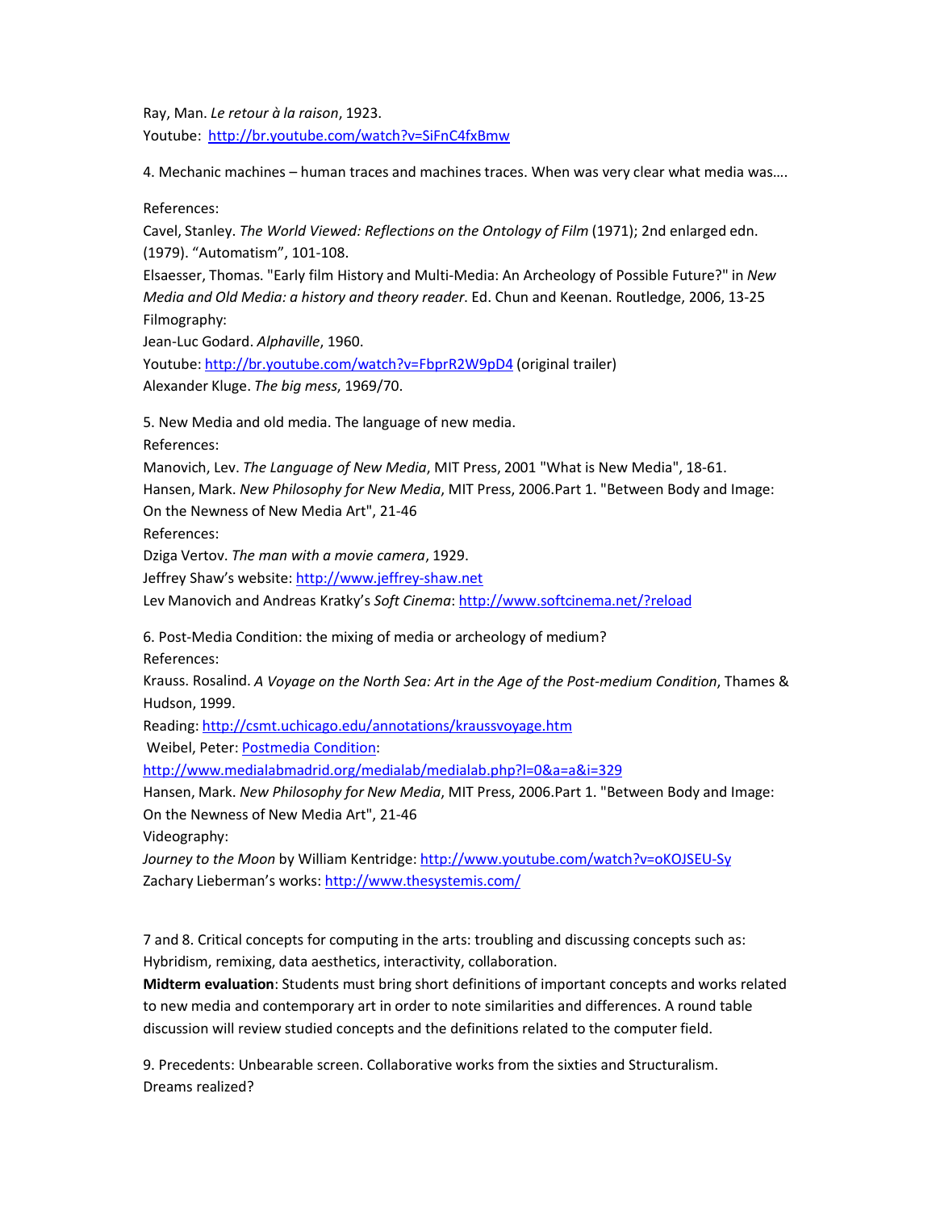Ray, Man. *Le retour à la raison*, 1923.
Youtube: http://br.youtube.com/watch?v=SiFnC4fxBmw

4. Mechanic machines – human traces and machines traces. When was very clear what media was….

References:
Cavel, Stanley. *The World Viewed: Reflections on the Ontology of Film* (1971); 2nd enlarged edn. (1979). "Automatism", 101-108.
Elsaesser, Thomas. "Early film History and Multi-Media: An Archeology of Possible Future?" in *New Media and Old Media: a history and theory reader*. Ed. Chun and Keenan. Routledge, 2006, 13-25
Filmography:
Jean-Luc Godard. *Alphaville*, 1960.
Youtube: http://br.youtube.com/watch?v=FbprR2W9pD4 (original trailer)
Alexander Kluge. *The big mess*, 1969/70.

5. New Media and old media. The language of new media.
References:
Manovich, Lev. *The Language of New Media*, MIT Press, 2001 "What is New Media", 18-61.
Hansen, Mark. *New Philosophy for New Media*, MIT Press, 2006.Part 1. "Between Body and Image: On the Newness of New Media Art", 21-46
References:
Dziga Vertov. *The man with a movie camera*, 1929.
Jeffrey Shaw's website: http://www.jeffrey-shaw.net
Lev Manovich and Andreas Kratky's *Soft Cinema*: http://www.softcinema.net/?reload

6. Post-Media Condition: the mixing of media or archeology of medium?
References:
Krauss. Rosalind. *A Voyage on the North Sea: Art in the Age of the Post-medium Condition*, Thames & Hudson, 1999.
Reading: http://csmt.uchicago.edu/annotations/kraussvoyage.htm
Weibel, Peter: Postmedia Condition:
http://www.medialabmadrid.org/medialab/medialab.php?l=0&a=a&i=329
Hansen, Mark. *New Philosophy for New Media*, MIT Press, 2006.Part 1. "Between Body and Image: On the Newness of New Media Art", 21-46
Videography:
*Journey to the Moon* by William Kentridge: http://www.youtube.com/watch?v=oKOJSEU-Sy
Zachary Lieberman's works: http://www.thesystemis.com/

7 and 8. Critical concepts for computing in the arts: troubling and discussing concepts such as: Hybridism, remixing, data aesthetics, interactivity, collaboration.
**Midterm evaluation**: Students must bring short definitions of important concepts and works related to new media and contemporary art in order to note similarities and differences. A round table discussion will review studied concepts and the definitions related to the computer field.

9. Precedents: Unbearable screen. Collaborative works from the sixties and Structuralism. Dreams realized?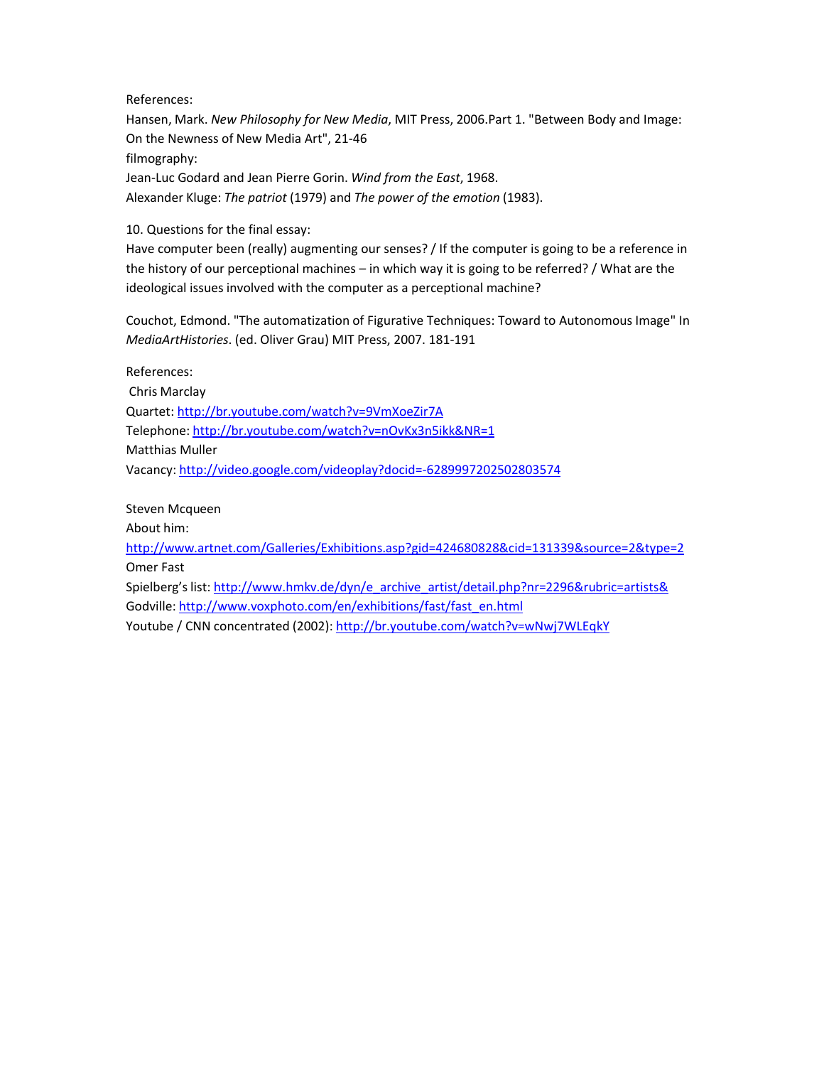References:
Hansen, Mark. *New Philosophy for New Media*, MIT Press, 2006.Part 1. "Between Body and Image: On the Newness of New Media Art", 21-46
filmography:
Jean-Luc Godard and Jean Pierre Gorin. *Wind from the East*, 1968.
Alexander Kluge: *The patriot* (1979) and *The power of the emotion* (1983).

10. Questions for the final essay:
Have computer been (really) augmenting our senses? / If the computer is going to be a reference in the history of our perceptional machines – in which way it is going to be referred? / What are the ideological issues involved with the computer as a perceptional machine?

Couchot, Edmond. "The automatization of Figurative Techniques: Toward to Autonomous Image" In *MediaArtHistories*. (ed. Oliver Grau) MIT Press, 2007. 181-191

References:
Chris Marclay
Quartet: http://br.youtube.com/watch?v=9VmXoeZir7A
Telephone: http://br.youtube.com/watch?v=nOvKx3n5ikk&NR=1
Matthias Muller
Vacancy: http://video.google.com/videoplay?docid=-6289997202502803574

Steven Mcqueen
About him:
http://www.artnet.com/Galleries/Exhibitions.asp?gid=424680828&cid=131339&source=2&type=2
Omer Fast
Spielberg's list: http://www.hmkv.de/dyn/e_archive_artist/detail.php?nr=2296&rubric=artists&
Godville: http://www.voxphoto.com/en/exhibitions/fast/fast_en.html
Youtube / CNN concentrated (2002): http://br.youtube.com/watch?v=wNwj7WLEqkY